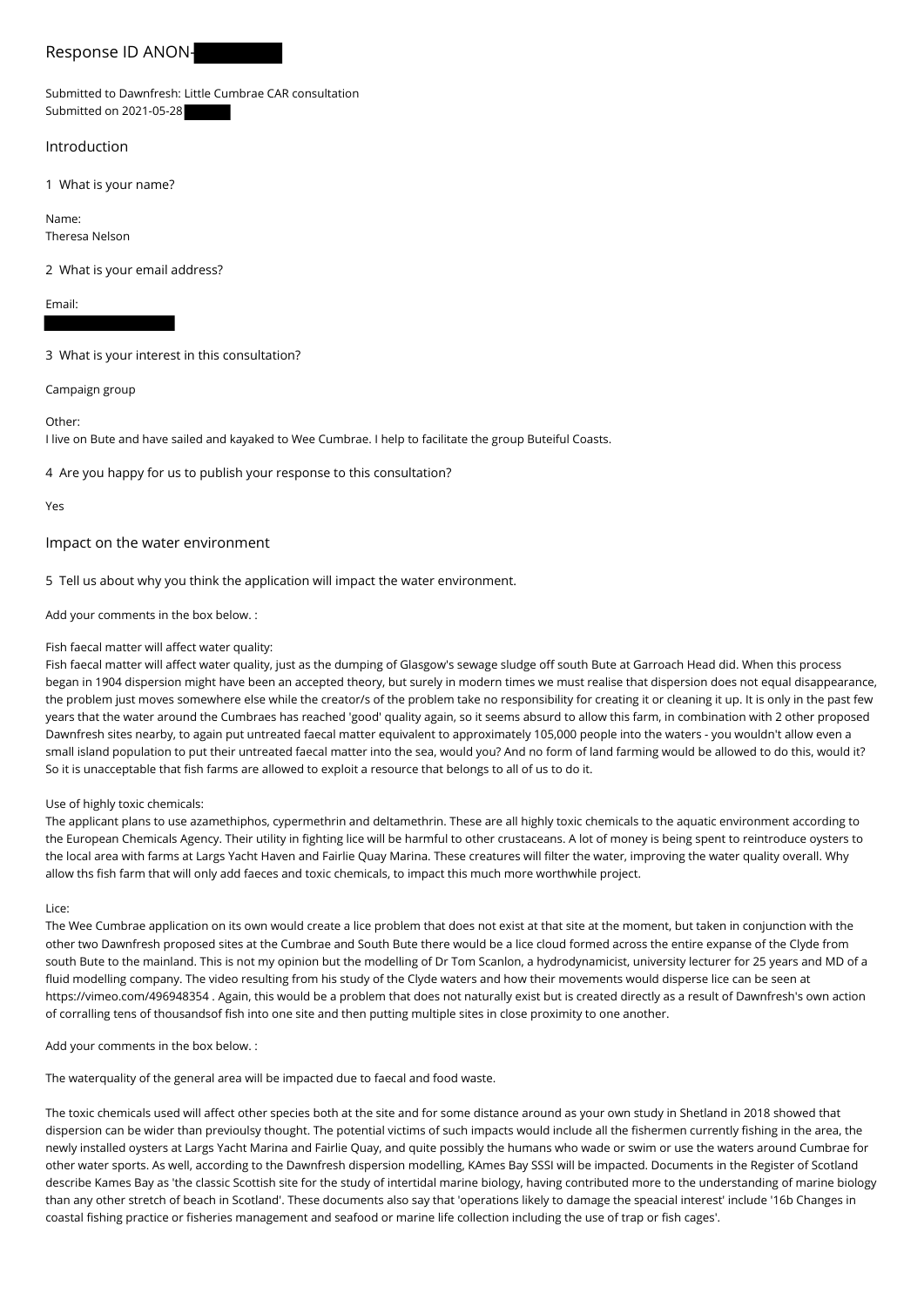# Response ID ANON-

Submitted to Dawnfresh: Little Cumbrae CAR consultation
Submitted on 2021-05-28

## Introduction

**1 What is your name?**

Name:
Theresa Nelson

**2 What is your email address?**

Email:

**3 What is your interest in this consultation?**

Campaign group

Other:
I live on Bute and have sailed and kayaked to Wee Cumbrae. I help to facilitate the group Buteiful Coasts.

**4 Are you happy for us to publish your response to this consultation?**

Yes

## Impact on the water environment

**5 Tell us about why you think the application will impact the water environment.**

Add your comments in the box below. :

Fish faecal matter will affect water quality:
Fish faecal matter will affect water quality, just as the dumping of Glasgow's sewage sludge off south Bute at Garroach Head did. When this process began in 1904 dispersion might have been an accepted theory, but surely in modern times we must realise that dispersion does not equal disappearance, the problem just moves somewhere else while the creator/s of the problem take no responsibility for creating it or cleaning it up. It is only in the past few years that the water around the Cumbraes has reached 'good' quality again, so it seems absurd to allow this farm, in combination with 2 other proposed Dawnfresh sites nearby, to again put untreated faecal matter equivalent to approximately 105,000 people into the waters - you wouldn't allow even a small island population to put their untreated faecal matter into the sea, would you? And no form of land farming would be allowed to do this, would it? So it is unacceptable that fish farms are allowed to exploit a resource that belongs to all of us to do it.

Use of highly toxic chemicals:
The applicant plans to use azamethiphos, cypermethrin and deltamethrin. These are all highly toxic chemicals to the aquatic environment according to the European Chemicals Agency. Their utility in fighting lice will be harmful to other crustaceans. A lot of money is being spent to reintroduce oysters to the local area with farms at Largs Yacht Haven and Fairlie Quay Marina. These creatures will filter the water, improving the water quality overall. Why allow ths fish farm that will only add faeces and toxic chemicals, to impact this much more worthwhile project.

Lice:
The Wee Cumbrae application on its own would create a lice problem that does not exist at that site at the moment, but taken in conjunction with the other two Dawnfresh proposed sites at the Cumbrae and South Bute there would be a lice cloud formed across the entire expanse of the Clyde from south Bute to the mainland. This is not my opinion but the modelling of Dr Tom Scanlon, a hydrodynamicist, university lecturer for 25 years and MD of a fluid modelling company. The video resulting from his study of the Clyde waters and how their movements would disperse lice can be seen at https://vimeo.com/496948354 . Again, this would be a problem that does not naturally exist but is created directly as a result of Dawnfresh's own action of corralling tens of thousandsof fish into one site and then putting multiple sites in close proximity to one another.

Add your comments in the box below. :

The waterquality of the general area will be impacted due to faecal and food waste.

The toxic chemicals used will affect other species both at the site and for some distance around as your own study in Shetland in 2018 showed that dispersion can be wider than previoulsy thought. The potential victims of such impacts would include all the fishermen currently fishing in the area, the newly installed oysters at Largs Yacht Marina and Fairlie Quay, and quite possibly the humans who wade or swim or use the waters around Cumbrae for other water sports. As well, according to the Dawnfresh dispersion modelling, KAmes Bay SSSI will be impacted. Documents in the Register of Scotland describe Kames Bay as 'the classic Scottish site for the study of intertidal marine biology, having contributed more to the understanding of marine biology than any other stretch of beach in Scotland'. These documents also say that 'operations likely to damage the speacial interest' include '16b Changes in coastal fishing practice or fisheries management and seafood or marine life collection including the use of trap or fish cages'.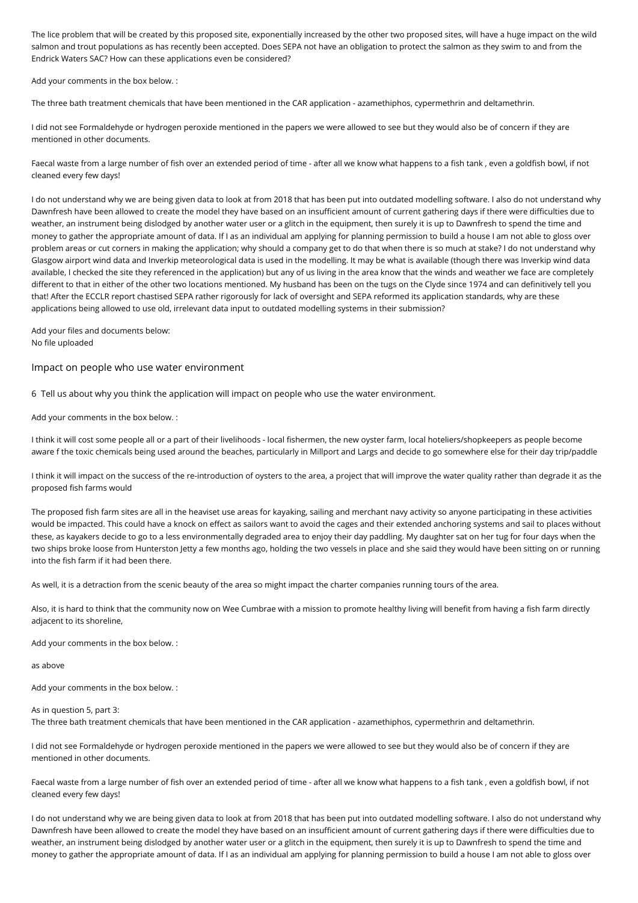The lice problem that will be created by this proposed site, exponentially increased by the other two proposed sites, will have a huge impact on the wild salmon and trout populations as has recently been accepted. Does SEPA not have an obligation to protect the salmon as they swim to and from the Endrick Waters SAC? How can these applications even be considered?

Add your comments in the box below. :

The three bath treatment chemicals that have been mentioned in the CAR application - azamethiphos, cypermethrin and deltamethrin.

I did not see Formaldehyde or hydrogen peroxide mentioned in the papers we were allowed to see but they would also be of concern if they are mentioned in other documents.

Faecal waste from a large number of fish over an extended period of time - after all we know what happens to a fish tank , even a goldfish bowl, if not cleaned every few days!

I do not understand why we are being given data to look at from 2018 that has been put into outdated modelling software. I also do not understand why Dawnfresh have been allowed to create the model they have based on an insufficient amount of current gathering days if there were difficulties due to weather, an instrument being dislodged by another water user or a glitch in the equipment, then surely it is up to Dawnfresh to spend the time and money to gather the appropriate amount of data. If I as an individual am applying for planning permission to build a house I am not able to gloss over problem areas or cut corners in making the application; why should a company get to do that when there is so much at stake? I do not understand why Glasgow airport wind data and Inverkip meteorological data is used in the modelling. It may be what is available (though there was Inverkip wind data available, I checked the site they referenced in the application) but any of us living in the area know that the winds and weather we face are completely different to that in either of the other two locations mentioned. My husband has been on the tugs on the Clyde since 1974 and can definitively tell you that! After the ECCLR report chastised SEPA rather rigorously for lack of oversight and SEPA reformed its application standards, why are these applications being allowed to use old, irrelevant data input to outdated modelling systems in their submission?

Add your files and documents below:
No file uploaded

## Impact on people who use water environment

6 Tell us about why you think the application will impact on people who use the water environment.

Add your comments in the box below. :

I think it will cost some people all or a part of their livelihoods - local fishermen, the new oyster farm, local hoteliers/shopkeepers as people become aware f the toxic chemicals being used around the beaches, particularly in Millport and Largs and decide to go somewhere else for their day trip/paddle

I think it will impact on the success of the re-introduction of oysters to the area, a project that will improve the water quality rather than degrade it as the proposed fish farms would

The proposed fish farm sites are all in the heaviset use areas for kayaking, sailing and merchant navy activity so anyone participating in these activities would be impacted. This could have a knock on effect as sailors want to avoid the cages and their extended anchoring systems and sail to places without these, as kayakers decide to go to a less environmentally degraded area to enjoy their day paddling. My daughter sat on her tug for four days when the two ships broke loose from Hunterston Jetty a few months ago, holding the two vessels in place and she said they would have been sitting on or running into the fish farm if it had been there.

As well, it is a detraction from the scenic beauty of the area so might impact the charter companies running tours of the area.

Also, it is hard to think that the community now on Wee Cumbrae with a mission to promote healthy living will benefit from having a fish farm directly adjacent to its shoreline,

Add your comments in the box below. :

as above

Add your comments in the box below. :

As in question 5, part 3:
The three bath treatment chemicals that have been mentioned in the CAR application - azamethiphos, cypermethrin and deltamethrin.

I did not see Formaldehyde or hydrogen peroxide mentioned in the papers we were allowed to see but they would also be of concern if they are mentioned in other documents.

Faecal waste from a large number of fish over an extended period of time - after all we know what happens to a fish tank , even a goldfish bowl, if not cleaned every few days!

I do not understand why we are being given data to look at from 2018 that has been put into outdated modelling software. I also do not understand why Dawnfresh have been allowed to create the model they have based on an insufficient amount of current gathering days if there were difficulties due to weather, an instrument being dislodged by another water user or a glitch in the equipment, then surely it is up to Dawnfresh to spend the time and money to gather the appropriate amount of data. If I as an individual am applying for planning permission to build a house I am not able to gloss over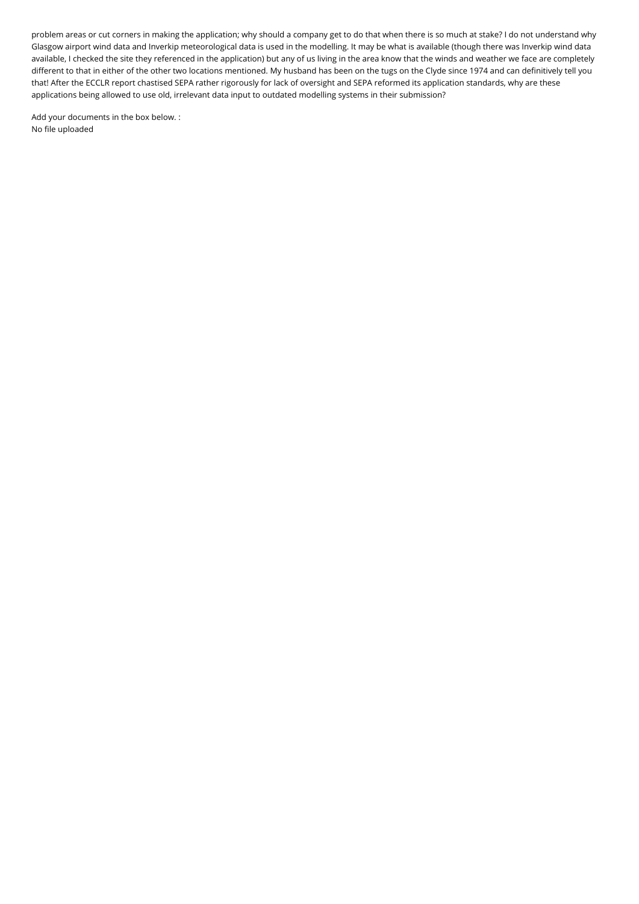problem areas or cut corners in making the application; why should a company get to do that when there is so much at stake? I do not understand why Glasgow airport wind data and Inverkip meteorological data is used in the modelling. It may be what is available (though there was Inverkip wind data available, I checked the site they referenced in the application) but any of us living in the area know that the winds and weather we face are completely different to that in either of the other two locations mentioned. My husband has been on the tugs on the Clyde since 1974 and can definitively tell you that! After the ECCLR report chastised SEPA rather rigorously for lack of oversight and SEPA reformed its application standards, why are these applications being allowed to use old, irrelevant data input to outdated modelling systems in their submission?

Add your documents in the box below. :
No file uploaded